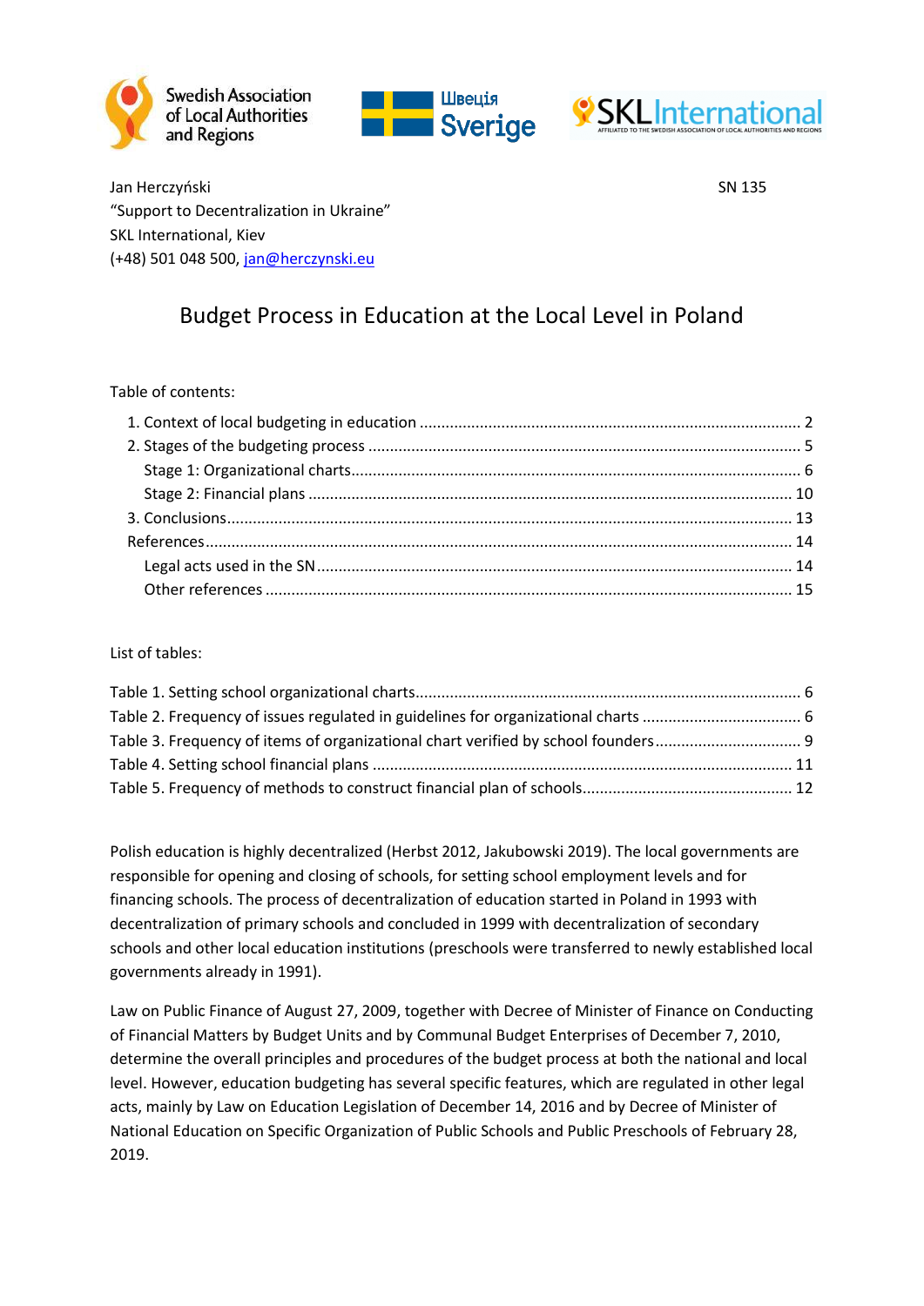Swedish Association of Local Authorities and Regions

Швеція Sverige

SKL International AFFILIATED TO THE SWEDISH ASSOCIATION OF LOCAL AUTHORITIES AND REGIONS

Jan Herczyński
"Support to Decentralization in Ukraine"
SKL International, Kiev
(+48) 501 048 500, jan@herczynski.eu

SN 135

# Budget Process in Education at the Local Level in Poland

Table of contents:

1. Context of local budgeting in education ........ 2
2. Stages of the budgeting process ........ 5
   - Stage 1: Organizational charts ........ 6
   - Stage 2: Financial plans ........ 10
3. Conclusions ........ 13

References ........ 14
   - Legal acts used in the SN ........ 14
   - Other references ........ 15

List of tables:

Table 1. Setting school organizational charts ........ 6
Table 2. Frequency of issues regulated in guidelines for organizational charts ........ 6
Table 3. Frequency of items of organizational chart verified by school founders ........ 9
Table 4. Setting school financial plans ........ 11
Table 5. Frequency of methods to construct financial plan of schools ........ 12

Polish education is highly decentralized (Herbst 2012, Jakubowski 2019). The local governments are responsible for opening and closing of schools, for setting school employment levels and for financing schools. The process of decentralization of education started in Poland in 1993 with decentralization of primary schools and concluded in 1999 with decentralization of secondary schools and other local education institutions (preschools were transferred to newly established local governments already in 1991).

Law on Public Finance of August 27, 2009, together with Decree of Minister of Finance on Conducting of Financial Matters by Budget Units and by Communal Budget Enterprises of December 7, 2010, determine the overall principles and procedures of the budget process at both the national and local level. However, education budgeting has several specific features, which are regulated in other legal acts, mainly by Law on Education Legislation of December 14, 2016 and by Decree of Minister of National Education on Specific Organization of Public Schools and Public Preschools of February 28, 2019.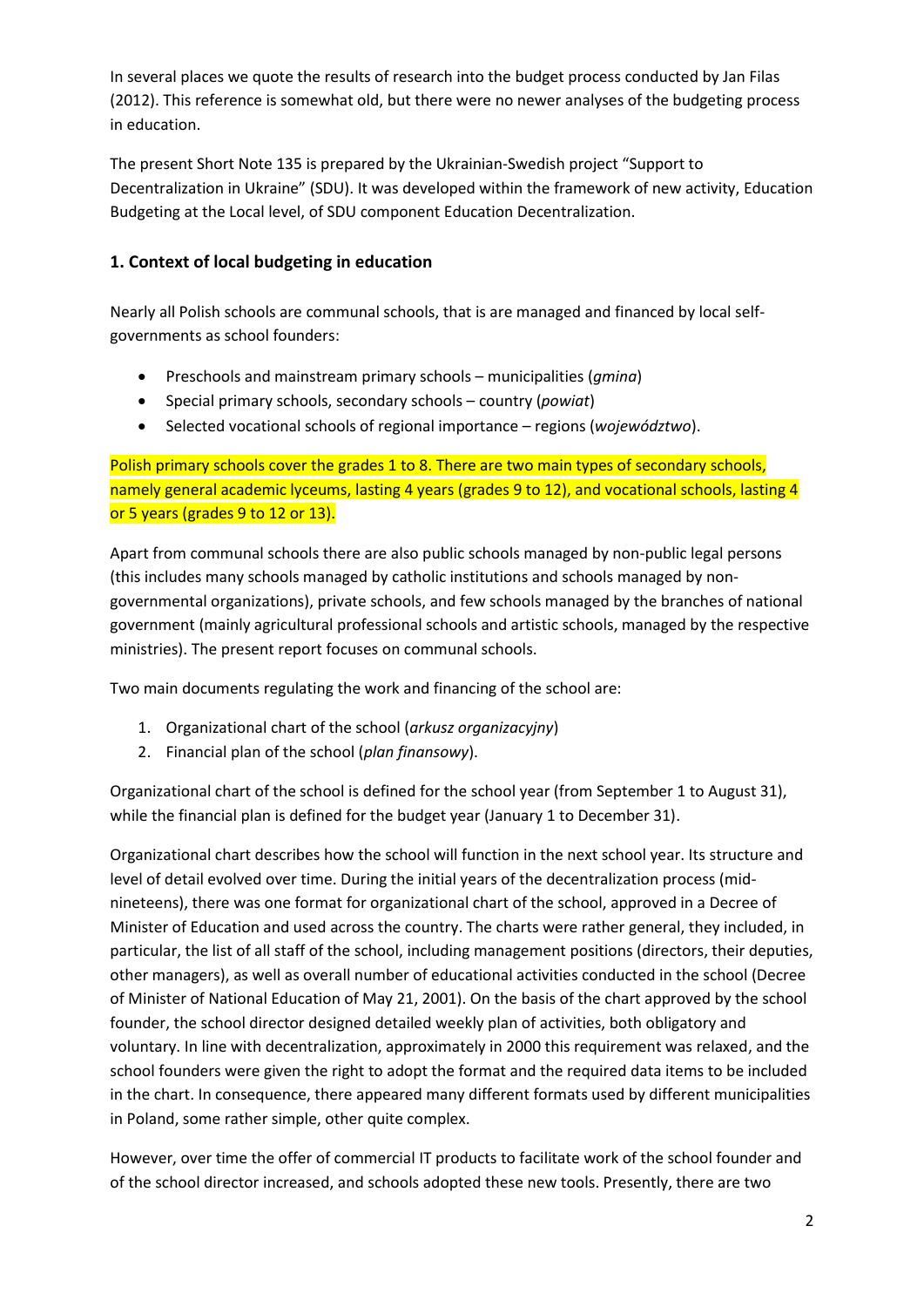In several places we quote the results of research into the budget process conducted by Jan Filas (2012). This reference is somewhat old, but there were no newer analyses of the budgeting process in education.

The present Short Note 135 is prepared by the Ukrainian-Swedish project "Support to Decentralization in Ukraine" (SDU). It was developed within the framework of new activity, Education Budgeting at the Local level, of SDU component Education Decentralization.

## 1. Context of local budgeting in education

Nearly all Polish schools are communal schools, that is are managed and financed by local self-governments as school founders:

- Preschools and mainstream primary schools – municipalities (*gmina*)
- Special primary schools, secondary schools – country (*powiat*)
- Selected vocational schools of regional importance – regions (*województwo*).

Polish primary schools cover the grades 1 to 8. There are two main types of secondary schools, namely general academic lyceums, lasting 4 years (grades 9 to 12), and vocational schools, lasting 4 or 5 years (grades 9 to 12 or 13).

Apart from communal schools there are also public schools managed by non-public legal persons (this includes many schools managed by catholic institutions and schools managed by non-governmental organizations), private schools, and few schools managed by the branches of national government (mainly agricultural professional schools and artistic schools, managed by the respective ministries). The present report focuses on communal schools.

Two main documents regulating the work and financing of the school are:

1. Organizational chart of the school (*arkusz organizacyjny*)
2. Financial plan of the school (*plan finansowy*).

Organizational chart of the school is defined for the school year (from September 1 to August 31), while the financial plan is defined for the budget year (January 1 to December 31).

Organizational chart describes how the school will function in the next school year. Its structure and level of detail evolved over time. During the initial years of the decentralization process (mid-nineteens), there was one format for organizational chart of the school, approved in a Decree of Minister of Education and used across the country. The charts were rather general, they included, in particular, the list of all staff of the school, including management positions (directors, their deputies, other managers), as well as overall number of educational activities conducted in the school (Decree of Minister of National Education of May 21, 2001). On the basis of the chart approved by the school founder, the school director designed detailed weekly plan of activities, both obligatory and voluntary. In line with decentralization, approximately in 2000 this requirement was relaxed, and the school founders were given the right to adopt the format and the required data items to be included in the chart. In consequence, there appeared many different formats used by different municipalities in Poland, some rather simple, other quite complex.

However, over time the offer of commercial IT products to facilitate work of the school founder and of the school director increased, and schools adopted these new tools. Presently, there are two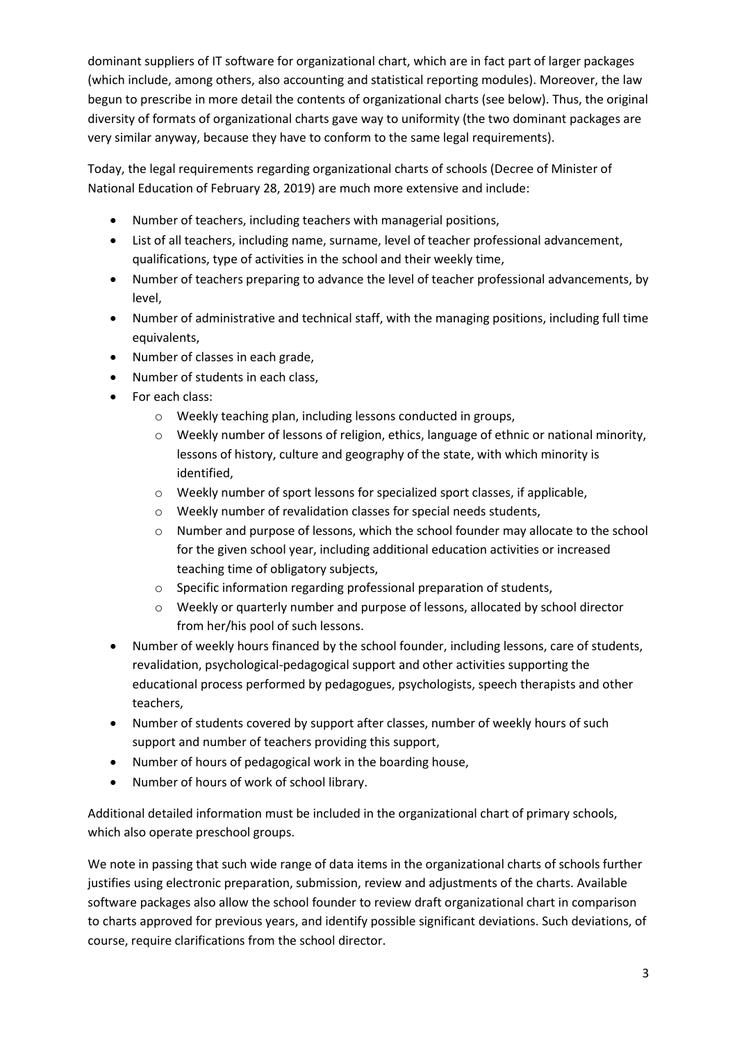dominant suppliers of IT software for organizational chart, which are in fact part of larger packages (which include, among others, also accounting and statistical reporting modules). Moreover, the law begun to prescribe in more detail the contents of organizational charts (see below). Thus, the original diversity of formats of organizational charts gave way to uniformity (the two dominant packages are very similar anyway, because they have to conform to the same legal requirements).

Today, the legal requirements regarding organizational charts of schools (Decree of Minister of National Education of February 28, 2019) are much more extensive and include:

- Number of teachers, including teachers with managerial positions,
- List of all teachers, including name, surname, level of teacher professional advancement, qualifications, type of activities in the school and their weekly time,
- Number of teachers preparing to advance the level of teacher professional advancements, by level,
- Number of administrative and technical staff, with the managing positions, including full time equivalents,
- Number of classes in each grade,
- Number of students in each class,
- For each class:
  - Weekly teaching plan, including lessons conducted in groups,
  - Weekly number of lessons of religion, ethics, language of ethnic or national minority, lessons of history, culture and geography of the state, with which minority is identified,
  - Weekly number of sport lessons for specialized sport classes, if applicable,
  - Weekly number of revalidation classes for special needs students,
  - Number and purpose of lessons, which the school founder may allocate to the school for the given school year, including additional education activities or increased teaching time of obligatory subjects,
  - Specific information regarding professional preparation of students,
  - Weekly or quarterly number and purpose of lessons, allocated by school director from her/his pool of such lessons.
- Number of weekly hours financed by the school founder, including lessons, care of students, revalidation, psychological-pedagogical support and other activities supporting the educational process performed by pedagogues, psychologists, speech therapists and other teachers,
- Number of students covered by support after classes, number of weekly hours of such support and number of teachers providing this support,
- Number of hours of pedagogical work in the boarding house,
- Number of hours of work of school library.

Additional detailed information must be included in the organizational chart of primary schools, which also operate preschool groups.

We note in passing that such wide range of data items in the organizational charts of schools further justifies using electronic preparation, submission, review and adjustments of the charts. Available software packages also allow the school founder to review draft organizational chart in comparison to charts approved for previous years, and identify possible significant deviations. Such deviations, of course, require clarifications from the school director.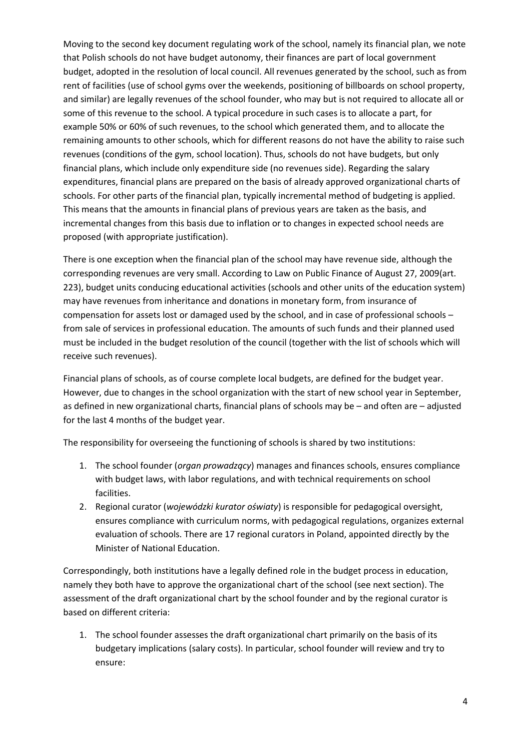Moving to the second key document regulating work of the school, namely its financial plan, we note that Polish schools do not have budget autonomy, their finances are part of local government budget, adopted in the resolution of local council. All revenues generated by the school, such as from rent of facilities (use of school gyms over the weekends, positioning of billboards on school property, and similar) are legally revenues of the school founder, who may but is not required to allocate all or some of this revenue to the school. A typical procedure in such cases is to allocate a part, for example 50% or 60% of such revenues, to the school which generated them, and to allocate the remaining amounts to other schools, which for different reasons do not have the ability to raise such revenues (conditions of the gym, school location). Thus, schools do not have budgets, but only financial plans, which include only expenditure side (no revenues side). Regarding the salary expenditures, financial plans are prepared on the basis of already approved organizational charts of schools. For other parts of the financial plan, typically incremental method of budgeting is applied. This means that the amounts in financial plans of previous years are taken as the basis, and incremental changes from this basis due to inflation or to changes in expected school needs are proposed (with appropriate justification).

There is one exception when the financial plan of the school may have revenue side, although the corresponding revenues are very small. According to Law on Public Finance of August 27, 2009(art. 223), budget units conducing educational activities (schools and other units of the education system) may have revenues from inheritance and donations in monetary form, from insurance of compensation for assets lost or damaged used by the school, and in case of professional schools – from sale of services in professional education. The amounts of such funds and their planned used must be included in the budget resolution of the council (together with the list of schools which will receive such revenues).

Financial plans of schools, as of course complete local budgets, are defined for the budget year. However, due to changes in the school organization with the start of new school year in September, as defined in new organizational charts, financial plans of schools may be – and often are – adjusted for the last 4 months of the budget year.

The responsibility for overseeing the functioning of schools is shared by two institutions:

1. The school founder (*organ prowadzący*) manages and finances schools, ensures compliance with budget laws, with labor regulations, and with technical requirements on school facilities.
2. Regional curator (*wojewódzki kurator oświaty*) is responsible for pedagogical oversight, ensures compliance with curriculum norms, with pedagogical regulations, organizes external evaluation of schools. There are 17 regional curators in Poland, appointed directly by the Minister of National Education.

Correspondingly, both institutions have a legally defined role in the budget process in education, namely they both have to approve the organizational chart of the school (see next section). The assessment of the draft organizational chart by the school founder and by the regional curator is based on different criteria:

1. The school founder assesses the draft organizational chart primarily on the basis of its budgetary implications (salary costs). In particular, school founder will review and try to ensure: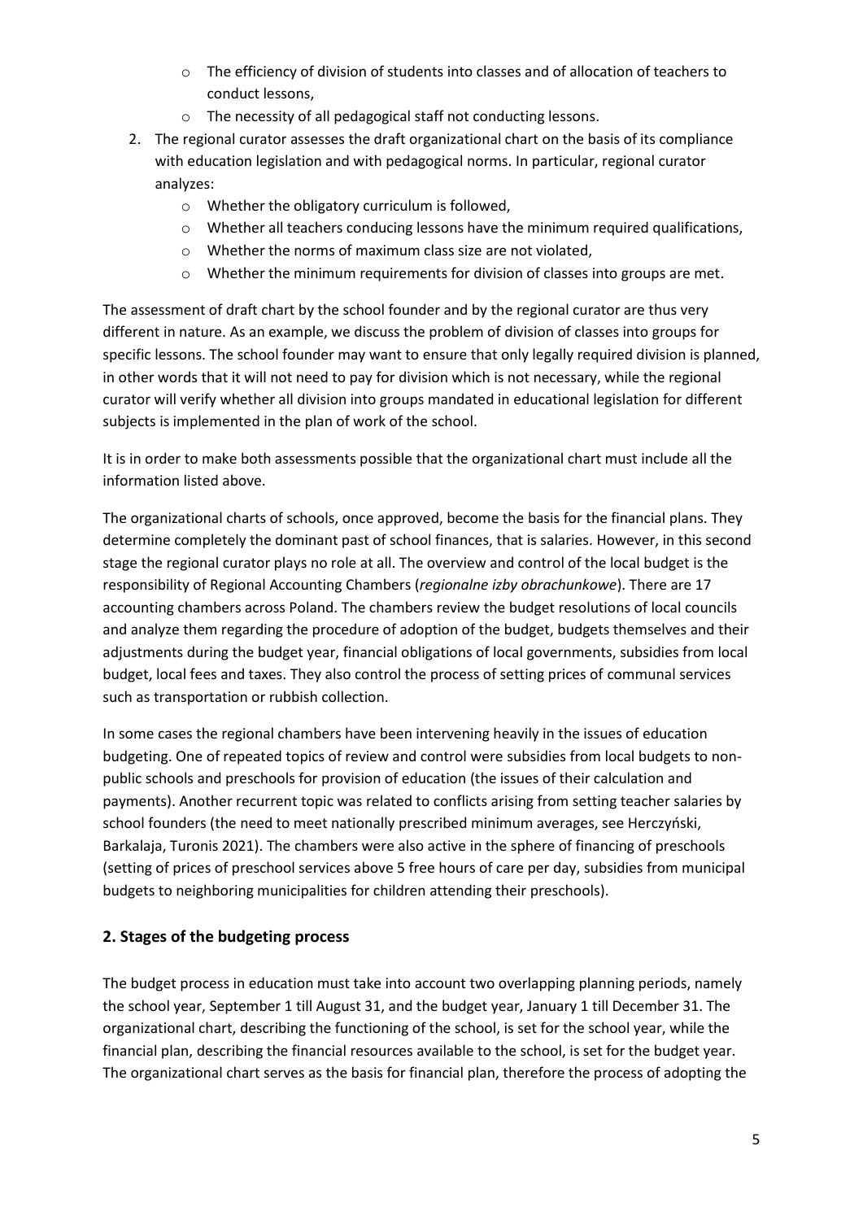- The efficiency of division of students into classes and of allocation of teachers to conduct lessons,
   - The necessity of all pedagogical staff not conducting lessons.
2. The regional curator assesses the draft organizational chart on the basis of its compliance with education legislation and with pedagogical norms. In particular, regional curator analyzes:
   - Whether the obligatory curriculum is followed,
   - Whether all teachers conducing lessons have the minimum required qualifications,
   - Whether the norms of maximum class size are not violated,
   - Whether the minimum requirements for division of classes into groups are met.

The assessment of draft chart by the school founder and by the regional curator are thus very different in nature. As an example, we discuss the problem of division of classes into groups for specific lessons. The school founder may want to ensure that only legally required division is planned, in other words that it will not need to pay for division which is not necessary, while the regional curator will verify whether all division into groups mandated in educational legislation for different subjects is implemented in the plan of work of the school.

It is in order to make both assessments possible that the organizational chart must include all the information listed above.

The organizational charts of schools, once approved, become the basis for the financial plans. They determine completely the dominant past of school finances, that is salaries. However, in this second stage the regional curator plays no role at all. The overview and control of the local budget is the responsibility of Regional Accounting Chambers (*regionalne izby obrachunkowe*). There are 17 accounting chambers across Poland. The chambers review the budget resolutions of local councils and analyze them regarding the procedure of adoption of the budget, budgets themselves and their adjustments during the budget year, financial obligations of local governments, subsidies from local budget, local fees and taxes. They also control the process of setting prices of communal services such as transportation or rubbish collection.

In some cases the regional chambers have been intervening heavily in the issues of education budgeting. One of repeated topics of review and control were subsidies from local budgets to non-public schools and preschools for provision of education (the issues of their calculation and payments). Another recurrent topic was related to conflicts arising from setting teacher salaries by school founders (the need to meet nationally prescribed minimum averages, see Herczyński, Barkalaja, Turonis 2021). The chambers were also active in the sphere of financing of preschools (setting of prices of preschool services above 5 free hours of care per day, subsidies from municipal budgets to neighboring municipalities for children attending their preschools).

## 2. Stages of the budgeting process

The budget process in education must take into account two overlapping planning periods, namely the school year, September 1 till August 31, and the budget year, January 1 till December 31. The organizational chart, describing the functioning of the school, is set for the school year, while the financial plan, describing the financial resources available to the school, is set for the budget year. The organizational chart serves as the basis for financial plan, therefore the process of adopting the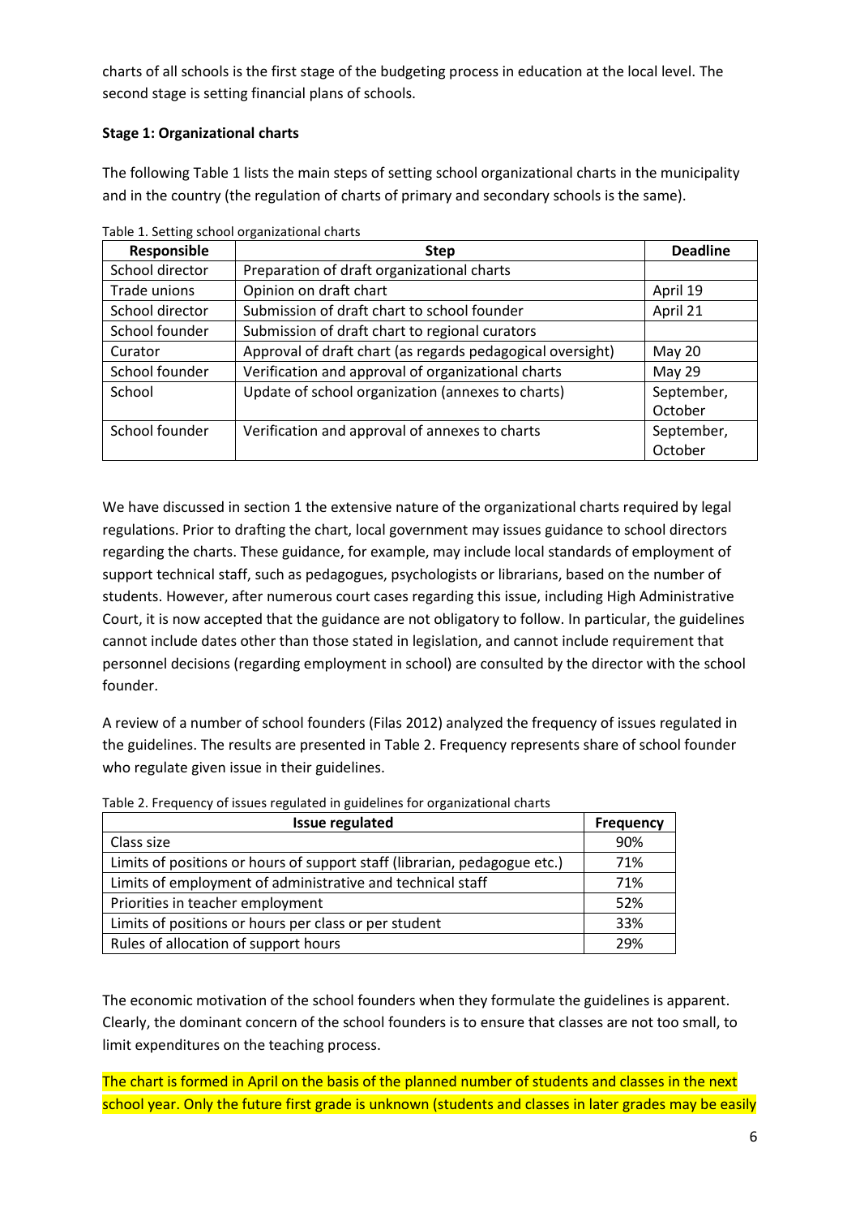charts of all schools is the first stage of the budgeting process in education at the local level. The second stage is setting financial plans of schools.

**Stage 1: Organizational charts**

The following Table 1 lists the main steps of setting school organizational charts in the municipality and in the country (the regulation of charts of primary and secondary schools is the same).

Table 1. Setting school organizational charts

| Responsible | Step | Deadline |
|---|---|---|
| School director | Preparation of draft organizational charts | |
| Trade unions | Opinion on draft chart | April 19 |
| School director | Submission of draft chart to school founder | April 21 |
| School founder | Submission of draft chart to regional curators | |
| Curator | Approval of draft chart (as regards pedagogical oversight) | May 20 |
| School founder | Verification and approval of organizational charts | May 29 |
| School | Update of school organization (annexes to charts) | September, October |
| School founder | Verification and approval of annexes to charts | September, October |

We have discussed in section 1 the extensive nature of the organizational charts required by legal regulations. Prior to drafting the chart, local government may issues guidance to school directors regarding the charts. These guidance, for example, may include local standards of employment of support technical staff, such as pedagogues, psychologists or librarians, based on the number of students. However, after numerous court cases regarding this issue, including High Administrative Court, it is now accepted that the guidance are not obligatory to follow. In particular, the guidelines cannot include dates other than those stated in legislation, and cannot include requirement that personnel decisions (regarding employment in school) are consulted by the director with the school founder.

A review of a number of school founders (Filas 2012) analyzed the frequency of issues regulated in the guidelines. The results are presented in Table 2. Frequency represents share of school founder who regulate given issue in their guidelines.

Table 2. Frequency of issues regulated in guidelines for organizational charts

| Issue regulated | Frequency |
|---|---|
| Class size | 90% |
| Limits of positions or hours of support staff (librarian, pedagogue etc.) | 71% |
| Limits of employment of administrative and technical staff | 71% |
| Priorities in teacher employment | 52% |
| Limits of positions or hours per class or per student | 33% |
| Rules of allocation of support hours | 29% |

The economic motivation of the school founders when they formulate the guidelines is apparent. Clearly, the dominant concern of the school founders is to ensure that classes are not too small, to limit expenditures on the teaching process.

The chart is formed in April on the basis of the planned number of students and classes in the next school year. Only the future first grade is unknown (students and classes in later grades may be easily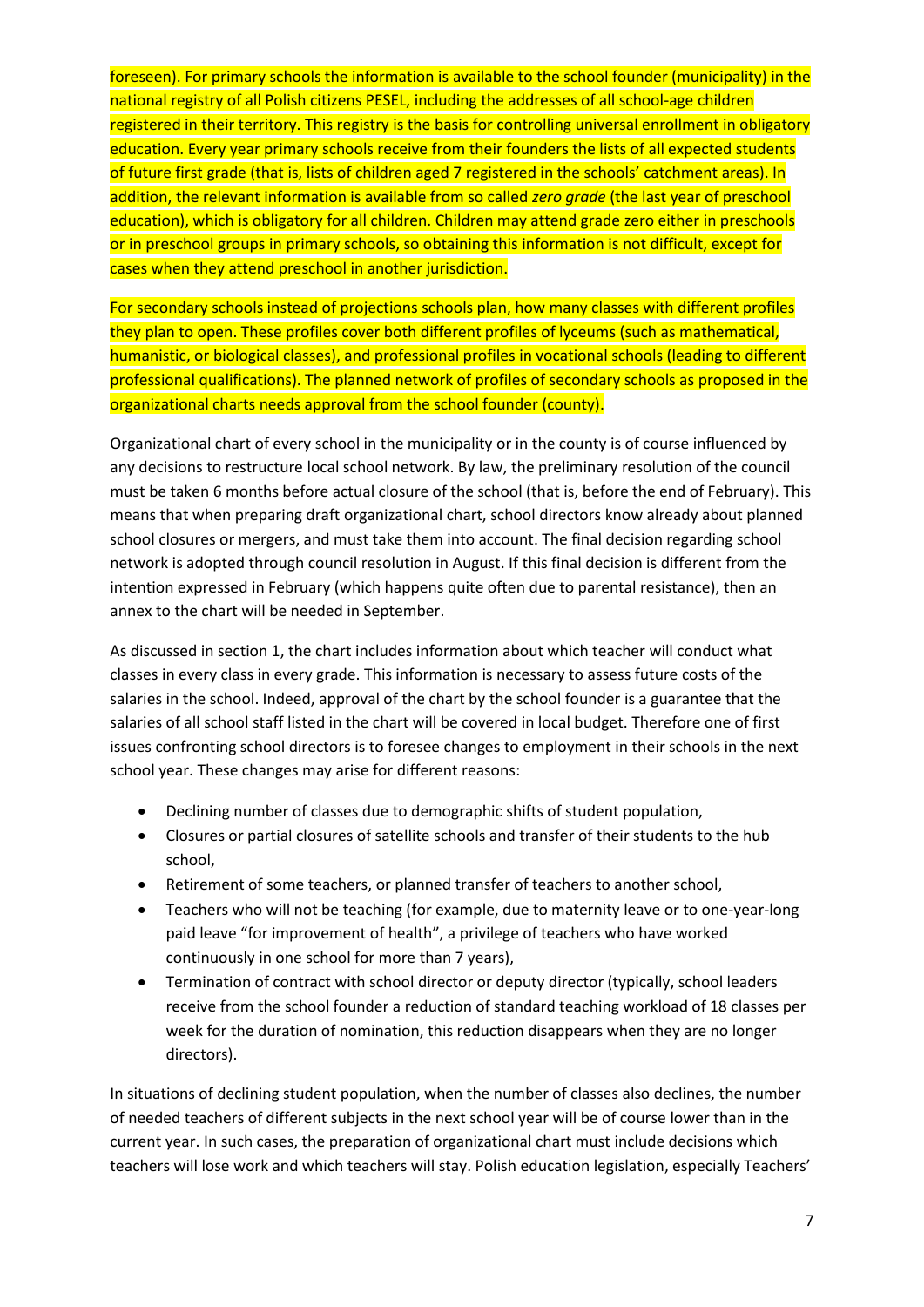foreseen). For primary schools the information is available to the school founder (municipality) in the national registry of all Polish citizens PESEL, including the addresses of all school-age children registered in their territory. This registry is the basis for controlling universal enrollment in obligatory education. Every year primary schools receive from their founders the lists of all expected students of future first grade (that is, lists of children aged 7 registered in the schools' catchment areas). In addition, the relevant information is available from so called *zero grade* (the last year of preschool education), which is obligatory for all children. Children may attend grade zero either in preschools or in preschool groups in primary schools, so obtaining this information is not difficult, except for cases when they attend preschool in another jurisdiction.

For secondary schools instead of projections schools plan, how many classes with different profiles they plan to open. These profiles cover both different profiles of lyceums (such as mathematical, humanistic, or biological classes), and professional profiles in vocational schools (leading to different professional qualifications). The planned network of profiles of secondary schools as proposed in the organizational charts needs approval from the school founder (county).

Organizational chart of every school in the municipality or in the county is of course influenced by any decisions to restructure local school network. By law, the preliminary resolution of the council must be taken 6 months before actual closure of the school (that is, before the end of February). This means that when preparing draft organizational chart, school directors know already about planned school closures or mergers, and must take them into account. The final decision regarding school network is adopted through council resolution in August. If this final decision is different from the intention expressed in February (which happens quite often due to parental resistance), then an annex to the chart will be needed in September.

As discussed in section 1, the chart includes information about which teacher will conduct what classes in every class in every grade. This information is necessary to assess future costs of the salaries in the school. Indeed, approval of the chart by the school founder is a guarantee that the salaries of all school staff listed in the chart will be covered in local budget. Therefore one of first issues confronting school directors is to foresee changes to employment in their schools in the next school year. These changes may arise for different reasons:

- Declining number of classes due to demographic shifts of student population,
- Closures or partial closures of satellite schools and transfer of their students to the hub school,
- Retirement of some teachers, or planned transfer of teachers to another school,
- Teachers who will not be teaching (for example, due to maternity leave or to one-year-long paid leave "for improvement of health", a privilege of teachers who have worked continuously in one school for more than 7 years),
- Termination of contract with school director or deputy director (typically, school leaders receive from the school founder a reduction of standard teaching workload of 18 classes per week for the duration of nomination, this reduction disappears when they are no longer directors).

In situations of declining student population, when the number of classes also declines, the number of needed teachers of different subjects in the next school year will be of course lower than in the current year. In such cases, the preparation of organizational chart must include decisions which teachers will lose work and which teachers will stay. Polish education legislation, especially Teachers'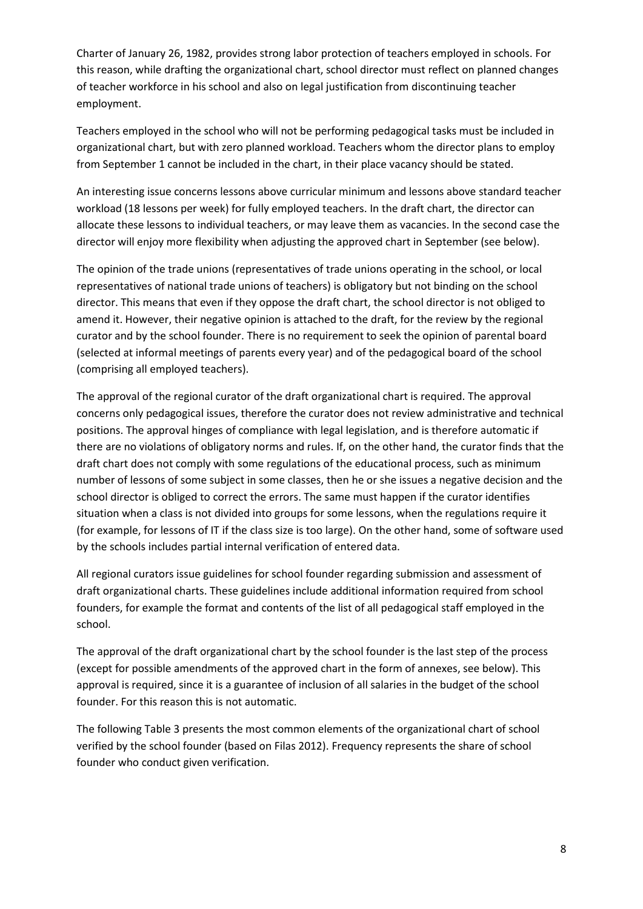Charter of January 26, 1982, provides strong labor protection of teachers employed in schools. For this reason, while drafting the organizational chart, school director must reflect on planned changes of teacher workforce in his school and also on legal justification from discontinuing teacher employment.

Teachers employed in the school who will not be performing pedagogical tasks must be included in organizational chart, but with zero planned workload. Teachers whom the director plans to employ from September 1 cannot be included in the chart, in their place vacancy should be stated.

An interesting issue concerns lessons above curricular minimum and lessons above standard teacher workload (18 lessons per week) for fully employed teachers. In the draft chart, the director can allocate these lessons to individual teachers, or may leave them as vacancies. In the second case the director will enjoy more flexibility when adjusting the approved chart in September (see below).

The opinion of the trade unions (representatives of trade unions operating in the school, or local representatives of national trade unions of teachers) is obligatory but not binding on the school director. This means that even if they oppose the draft chart, the school director is not obliged to amend it. However, their negative opinion is attached to the draft, for the review by the regional curator and by the school founder. There is no requirement to seek the opinion of parental board (selected at informal meetings of parents every year) and of the pedagogical board of the school (comprising all employed teachers).

The approval of the regional curator of the draft organizational chart is required. The approval concerns only pedagogical issues, therefore the curator does not review administrative and technical positions. The approval hinges of compliance with legal legislation, and is therefore automatic if there are no violations of obligatory norms and rules. If, on the other hand, the curator finds that the draft chart does not comply with some regulations of the educational process, such as minimum number of lessons of some subject in some classes, then he or she issues a negative decision and the school director is obliged to correct the errors. The same must happen if the curator identifies situation when a class is not divided into groups for some lessons, when the regulations require it (for example, for lessons of IT if the class size is too large). On the other hand, some of software used by the schools includes partial internal verification of entered data.

All regional curators issue guidelines for school founder regarding submission and assessment of draft organizational charts. These guidelines include additional information required from school founders, for example the format and contents of the list of all pedagogical staff employed in the school.

The approval of the draft organizational chart by the school founder is the last step of the process (except for possible amendments of the approved chart in the form of annexes, see below). This approval is required, since it is a guarantee of inclusion of all salaries in the budget of the school founder. For this reason this is not automatic.

The following Table 3 presents the most common elements of the organizational chart of school verified by the school founder (based on Filas 2012). Frequency represents the share of school founder who conduct given verification.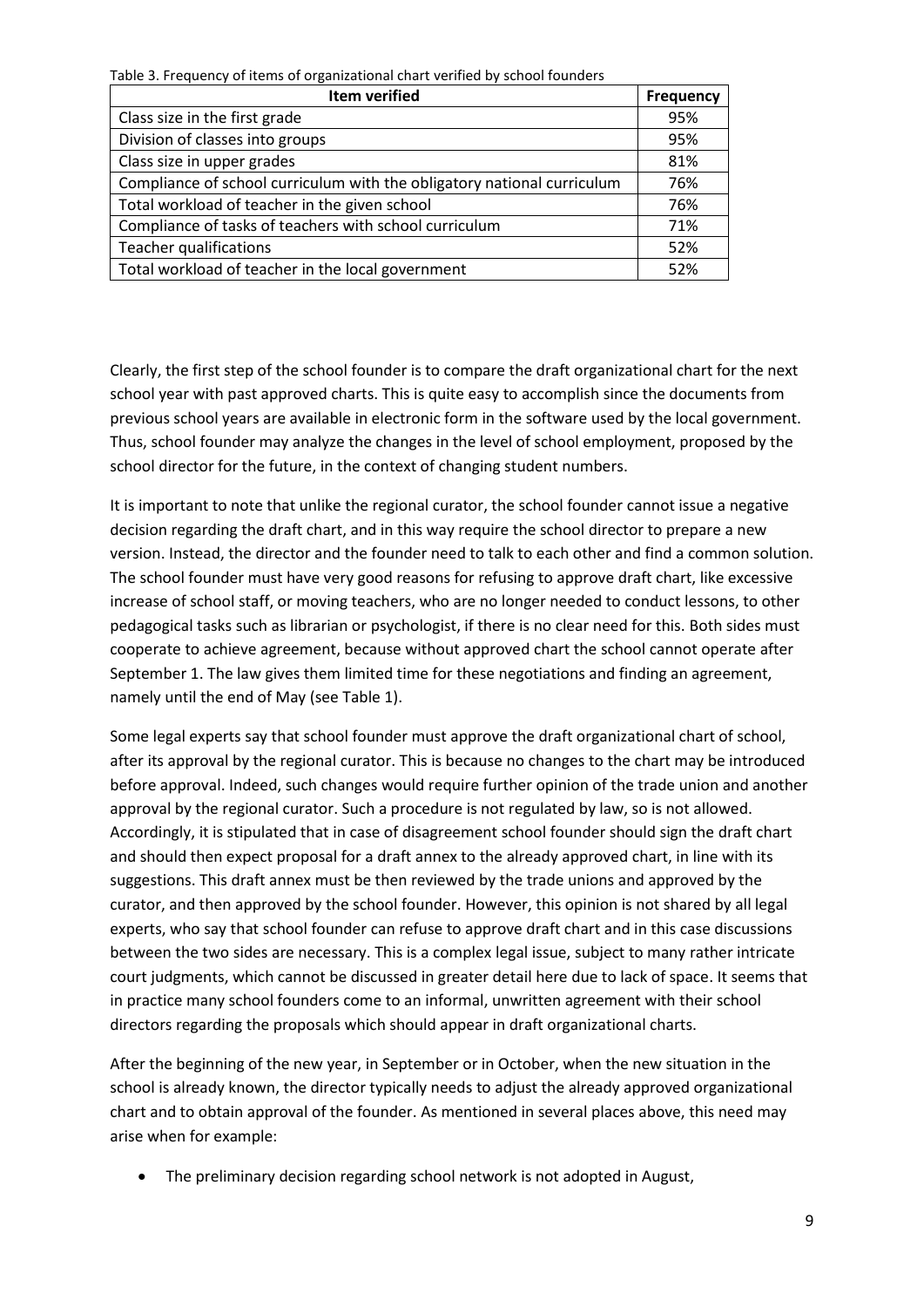Table 3. Frequency of items of organizational chart verified by school founders

| Item verified | Frequency |
|---|---|
| Class size in the first grade | 95% |
| Division of classes into groups | 95% |
| Class size in upper grades | 81% |
| Compliance of school curriculum with the obligatory national curriculum | 76% |
| Total workload of teacher in the given school | 76% |
| Compliance of tasks of teachers with school curriculum | 71% |
| Teacher qualifications | 52% |
| Total workload of teacher in the local government | 52% |

Clearly, the first step of the school founder is to compare the draft organizational chart for the next school year with past approved charts. This is quite easy to accomplish since the documents from previous school years are available in electronic form in the software used by the local government. Thus, school founder may analyze the changes in the level of school employment, proposed by the school director for the future, in the context of changing student numbers.

It is important to note that unlike the regional curator, the school founder cannot issue a negative decision regarding the draft chart, and in this way require the school director to prepare a new version. Instead, the director and the founder need to talk to each other and find a common solution. The school founder must have very good reasons for refusing to approve draft chart, like excessive increase of school staff, or moving teachers, who are no longer needed to conduct lessons, to other pedagogical tasks such as librarian or psychologist, if there is no clear need for this. Both sides must cooperate to achieve agreement, because without approved chart the school cannot operate after September 1. The law gives them limited time for these negotiations and finding an agreement, namely until the end of May (see Table 1).

Some legal experts say that school founder must approve the draft organizational chart of school, after its approval by the regional curator. This is because no changes to the chart may be introduced before approval. Indeed, such changes would require further opinion of the trade union and another approval by the regional curator. Such a procedure is not regulated by law, so is not allowed. Accordingly, it is stipulated that in case of disagreement school founder should sign the draft chart and should then expect proposal for a draft annex to the already approved chart, in line with its suggestions. This draft annex must be then reviewed by the trade unions and approved by the curator, and then approved by the school founder. However, this opinion is not shared by all legal experts, who say that school founder can refuse to approve draft chart and in this case discussions between the two sides are necessary. This is a complex legal issue, subject to many rather intricate court judgments, which cannot be discussed in greater detail here due to lack of space. It seems that in practice many school founders come to an informal, unwritten agreement with their school directors regarding the proposals which should appear in draft organizational charts.

After the beginning of the new year, in September or in October, when the new situation in the school is already known, the director typically needs to adjust the already approved organizational chart and to obtain approval of the founder. As mentioned in several places above, this need may arise when for example:

- The preliminary decision regarding school network is not adopted in August,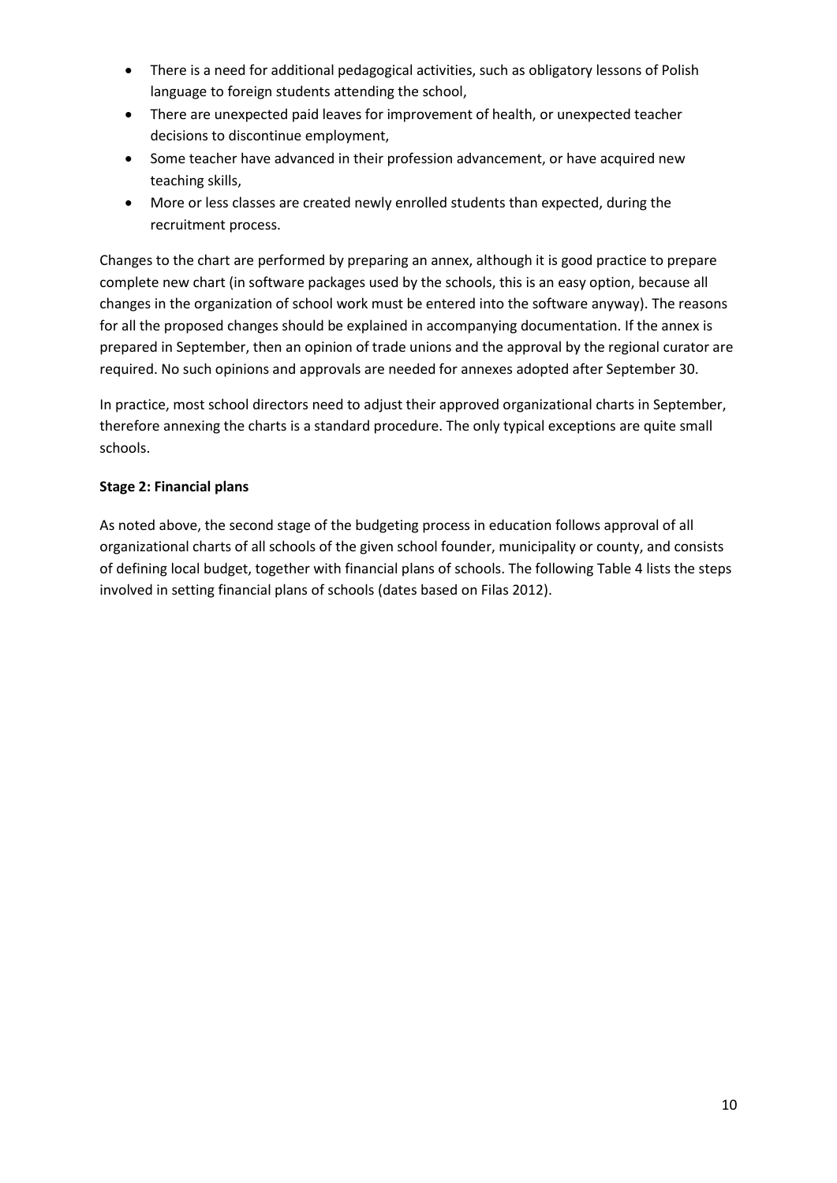- There is a need for additional pedagogical activities, such as obligatory lessons of Polish language to foreign students attending the school,
- There are unexpected paid leaves for improvement of health, or unexpected teacher decisions to discontinue employment,
- Some teacher have advanced in their profession advancement, or have acquired new teaching skills,
- More or less classes are created newly enrolled students than expected, during the recruitment process.

Changes to the chart are performed by preparing an annex, although it is good practice to prepare complete new chart (in software packages used by the schools, this is an easy option, because all changes in the organization of school work must be entered into the software anyway). The reasons for all the proposed changes should be explained in accompanying documentation. If the annex is prepared in September, then an opinion of trade unions and the approval by the regional curator are required. No such opinions and approvals are needed for annexes adopted after September 30.

In practice, most school directors need to adjust their approved organizational charts in September, therefore annexing the charts is a standard procedure. The only typical exceptions are quite small schools.

**Stage 2: Financial plans**

As noted above, the second stage of the budgeting process in education follows approval of all organizational charts of all schools of the given school founder, municipality or county, and consists of defining local budget, together with financial plans of schools. The following Table 4 lists the steps involved in setting financial plans of schools (dates based on Filas 2012).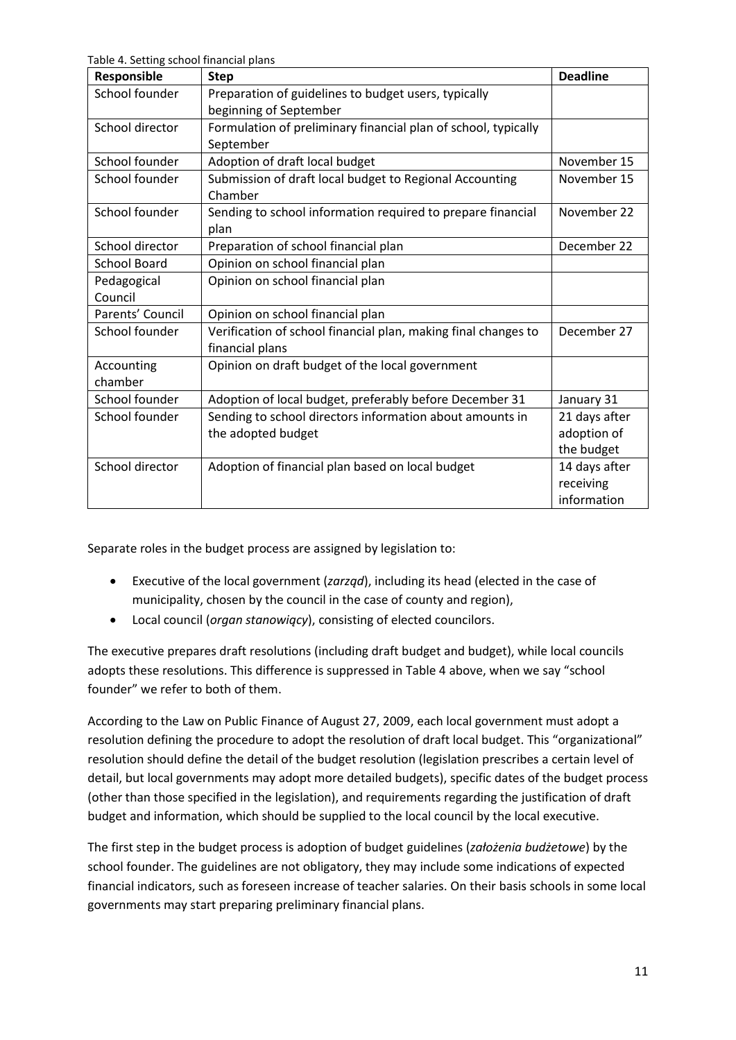Table 4. Setting school financial plans

| Responsible | Step | Deadline |
| --- | --- | --- |
| School founder | Preparation of guidelines to budget users, typically beginning of September | |
| School director | Formulation of preliminary financial plan of school, typically September | |
| School founder | Adoption of draft local budget | November 15 |
| School founder | Submission of draft local budget to Regional Accounting Chamber | November 15 |
| School founder | Sending to school information required to prepare financial plan | November 22 |
| School director | Preparation of school financial plan | December 22 |
| School Board | Opinion on school financial plan | |
| Pedagogical Council | Opinion on school financial plan | |
| Parents' Council | Opinion on school financial plan | |
| School founder | Verification of school financial plan, making final changes to financial plans | December 27 |
| Accounting chamber | Opinion on draft budget of the local government | |
| School founder | Adoption of local budget, preferably before December 31 | January 31 |
| School founder | Sending to school directors information about amounts in the adopted budget | 21 days after adoption of the budget |
| School director | Adoption of financial plan based on local budget | 14 days after receiving information |

Separate roles in the budget process are assigned by legislation to:

- Executive of the local government (*zarząd*), including its head (elected in the case of municipality, chosen by the council in the case of county and region),
- Local council (*organ stanowiący*), consisting of elected councilors.

The executive prepares draft resolutions (including draft budget and budget), while local councils adopts these resolutions. This difference is suppressed in Table 4 above, when we say "school founder" we refer to both of them.

According to the Law on Public Finance of August 27, 2009, each local government must adopt a resolution defining the procedure to adopt the resolution of draft local budget. This "organizational" resolution should define the detail of the budget resolution (legislation prescribes a certain level of detail, but local governments may adopt more detailed budgets), specific dates of the budget process (other than those specified in the legislation), and requirements regarding the justification of draft budget and information, which should be supplied to the local council by the local executive.

The first step in the budget process is adoption of budget guidelines (*założenia budżetowe*) by the school founder. The guidelines are not obligatory, they may include some indications of expected financial indicators, such as foreseen increase of teacher salaries. On their basis schools in some local governments may start preparing preliminary financial plans.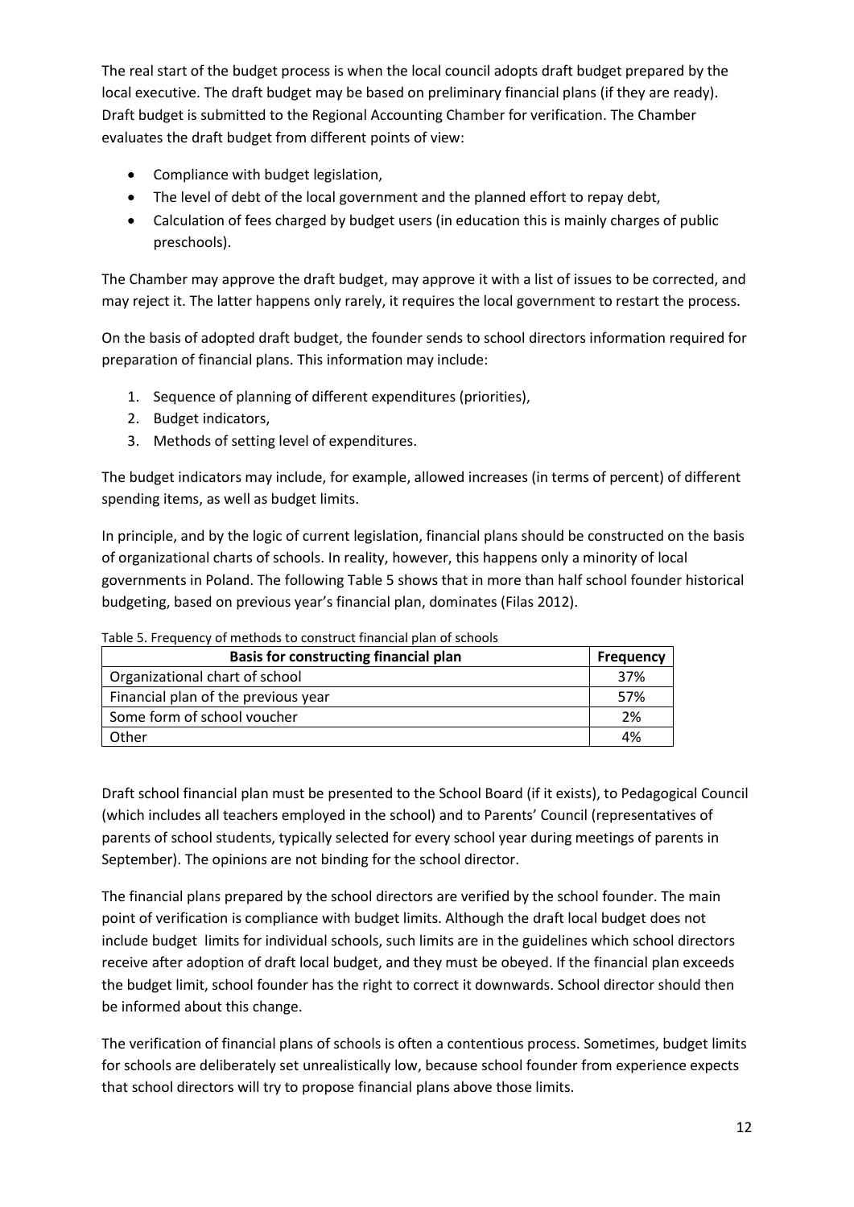The real start of the budget process is when the local council adopts draft budget prepared by the local executive. The draft budget may be based on preliminary financial plans (if they are ready). Draft budget is submitted to the Regional Accounting Chamber for verification. The Chamber evaluates the draft budget from different points of view:

- Compliance with budget legislation,
- The level of debt of the local government and the planned effort to repay debt,
- Calculation of fees charged by budget users (in education this is mainly charges of public preschools).

The Chamber may approve the draft budget, may approve it with a list of issues to be corrected, and may reject it. The latter happens only rarely, it requires the local government to restart the process.

On the basis of adopted draft budget, the founder sends to school directors information required for preparation of financial plans. This information may include:

1. Sequence of planning of different expenditures (priorities),
2. Budget indicators,
3. Methods of setting level of expenditures.

The budget indicators may include, for example, allowed increases (in terms of percent) of different spending items, as well as budget limits.

In principle, and by the logic of current legislation, financial plans should be constructed on the basis of organizational charts of schools. In reality, however, this happens only a minority of local governments in Poland. The following Table 5 shows that in more than half school founder historical budgeting, based on previous year's financial plan, dominates (Filas 2012).

Table 5. Frequency of methods to construct financial plan of schools

| Basis for constructing financial plan | Frequency |
|---|---|
| Organizational chart of school | 37% |
| Financial plan of the previous year | 57% |
| Some form of school voucher | 2% |
| Other | 4% |

Draft school financial plan must be presented to the School Board (if it exists), to Pedagogical Council (which includes all teachers employed in the school) and to Parents' Council (representatives of parents of school students, typically selected for every school year during meetings of parents in September). The opinions are not binding for the school director.

The financial plans prepared by the school directors are verified by the school founder. The main point of verification is compliance with budget limits. Although the draft local budget does not include budget limits for individual schools, such limits are in the guidelines which school directors receive after adoption of draft local budget, and they must be obeyed. If the financial plan exceeds the budget limit, school founder has the right to correct it downwards. School director should then be informed about this change.

The verification of financial plans of schools is often a contentious process. Sometimes, budget limits for schools are deliberately set unrealistically low, because school founder from experience expects that school directors will try to propose financial plans above those limits.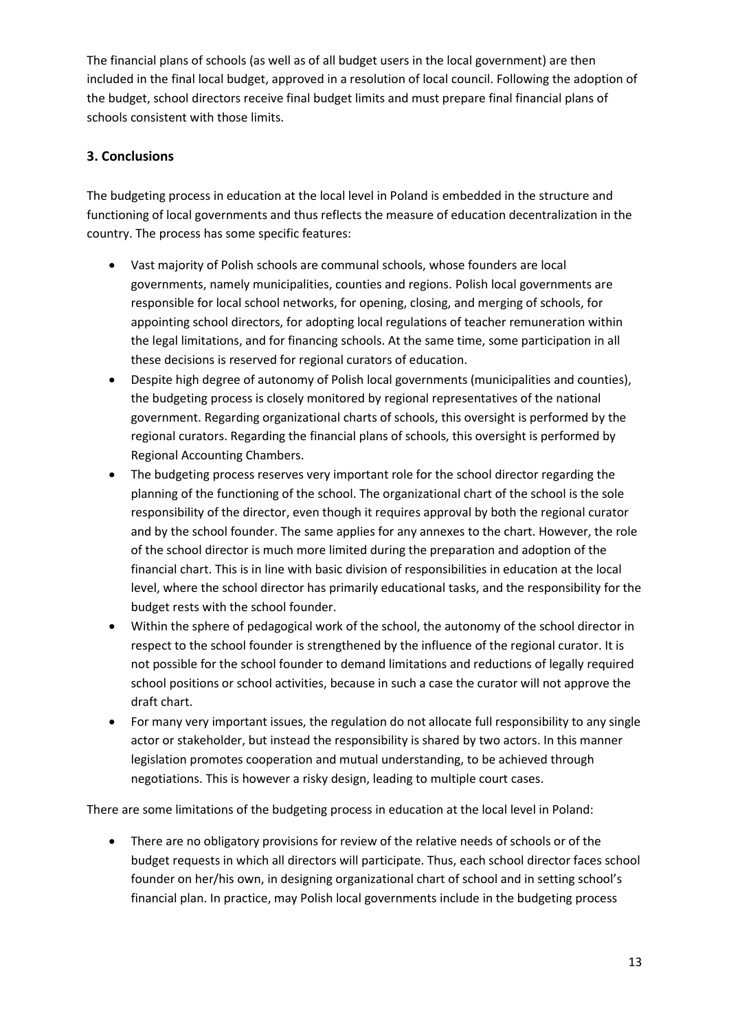The financial plans of schools (as well as of all budget users in the local government) are then included in the final local budget, approved in a resolution of local council. Following the adoption of the budget, school directors receive final budget limits and must prepare final financial plans of schools consistent with those limits.

## 3. Conclusions

The budgeting process in education at the local level in Poland is embedded in the structure and functioning of local governments and thus reflects the measure of education decentralization in the country. The process has some specific features:

- Vast majority of Polish schools are communal schools, whose founders are local governments, namely municipalities, counties and regions. Polish local governments are responsible for local school networks, for opening, closing, and merging of schools, for appointing school directors, for adopting local regulations of teacher remuneration within the legal limitations, and for financing schools. At the same time, some participation in all these decisions is reserved for regional curators of education.
- Despite high degree of autonomy of Polish local governments (municipalities and counties), the budgeting process is closely monitored by regional representatives of the national government. Regarding organizational charts of schools, this oversight is performed by the regional curators. Regarding the financial plans of schools, this oversight is performed by Regional Accounting Chambers.
- The budgeting process reserves very important role for the school director regarding the planning of the functioning of the school. The organizational chart of the school is the sole responsibility of the director, even though it requires approval by both the regional curator and by the school founder. The same applies for any annexes to the chart. However, the role of the school director is much more limited during the preparation and adoption of the financial chart. This is in line with basic division of responsibilities in education at the local level, where the school director has primarily educational tasks, and the responsibility for the budget rests with the school founder.
- Within the sphere of pedagogical work of the school, the autonomy of the school director in respect to the school founder is strengthened by the influence of the regional curator. It is not possible for the school founder to demand limitations and reductions of legally required school positions or school activities, because in such a case the curator will not approve the draft chart.
- For many very important issues, the regulation do not allocate full responsibility to any single actor or stakeholder, but instead the responsibility is shared by two actors. In this manner legislation promotes cooperation and mutual understanding, to be achieved through negotiations. This is however a risky design, leading to multiple court cases.

There are some limitations of the budgeting process in education at the local level in Poland:

- There are no obligatory provisions for review of the relative needs of schools or of the budget requests in which all directors will participate. Thus, each school director faces school founder on her/his own, in designing organizational chart of school and in setting school's financial plan. In practice, may Polish local governments include in the budgeting process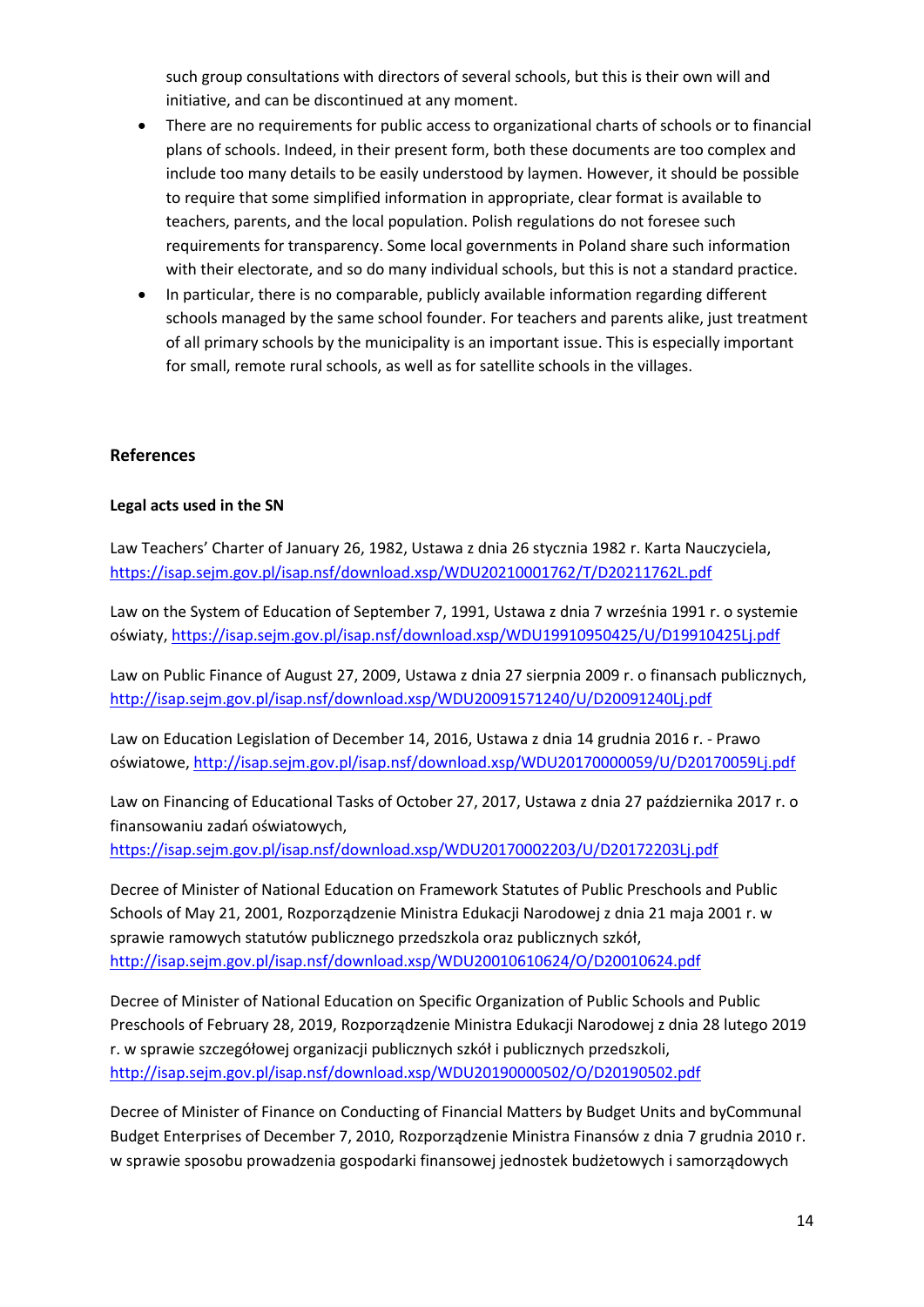such group consultations with directors of several schools, but this is their own will and initiative, and can be discontinued at any moment.

- There are no requirements for public access to organizational charts of schools or to financial plans of schools. Indeed, in their present form, both these documents are too complex and include too many details to be easily understood by laymen. However, it should be possible to require that some simplified information in appropriate, clear format is available to teachers, parents, and the local population. Polish regulations do not foresee such requirements for transparency. Some local governments in Poland share such information with their electorate, and so do many individual schools, but this is not a standard practice.
- In particular, there is no comparable, publicly available information regarding different schools managed by the same school founder. For teachers and parents alike, just treatment of all primary schools by the municipality is an important issue. This is especially important for small, remote rural schools, as well as for satellite schools in the villages.

## References

### Legal acts used in the SN

Law Teachers' Charter of January 26, 1982, Ustawa z dnia 26 stycznia 1982 r. Karta Nauczyciela, https://isap.sejm.gov.pl/isap.nsf/download.xsp/WDU20210001762/T/D20211762L.pdf

Law on the System of Education of September 7, 1991, Ustawa z dnia 7 września 1991 r. o systemie oświaty, https://isap.sejm.gov.pl/isap.nsf/download.xsp/WDU19910950425/U/D19910425Lj.pdf

Law on Public Finance of August 27, 2009, Ustawa z dnia 27 sierpnia 2009 r. o finansach publicznych, http://isap.sejm.gov.pl/isap.nsf/download.xsp/WDU20091571240/U/D20091240Lj.pdf

Law on Education Legislation of December 14, 2016, Ustawa z dnia 14 grudnia 2016 r. - Prawo oświatowe, http://isap.sejm.gov.pl/isap.nsf/download.xsp/WDU20170000059/U/D20170059Lj.pdf

Law on Financing of Educational Tasks of October 27, 2017, Ustawa z dnia 27 października 2017 r. o finansowaniu zadań oświatowych, https://isap.sejm.gov.pl/isap.nsf/download.xsp/WDU20170002203/U/D20172203Lj.pdf

Decree of Minister of National Education on Framework Statutes of Public Preschools and Public Schools of May 21, 2001, Rozporządzenie Ministra Edukacji Narodowej z dnia 21 maja 2001 r. w sprawie ramowych statutów publicznego przedszkola oraz publicznych szkół, http://isap.sejm.gov.pl/isap.nsf/download.xsp/WDU20010610624/O/D20010624.pdf

Decree of Minister of National Education on Specific Organization of Public Schools and Public Preschools of February 28, 2019, Rozporządzenie Ministra Edukacji Narodowej z dnia 28 lutego 2019 r. w sprawie szczegółowej organizacji publicznych szkół i publicznych przedszkoli, http://isap.sejm.gov.pl/isap.nsf/download.xsp/WDU20190000502/O/D20190502.pdf

Decree of Minister of Finance on Conducting of Financial Matters by Budget Units and byCommunal Budget Enterprises of December 7, 2010, Rozporządzenie Ministra Finansów z dnia 7 grudnia 2010 r. w sprawie sposobu prowadzenia gospodarki finansowej jednostek budżetowych i samorządowych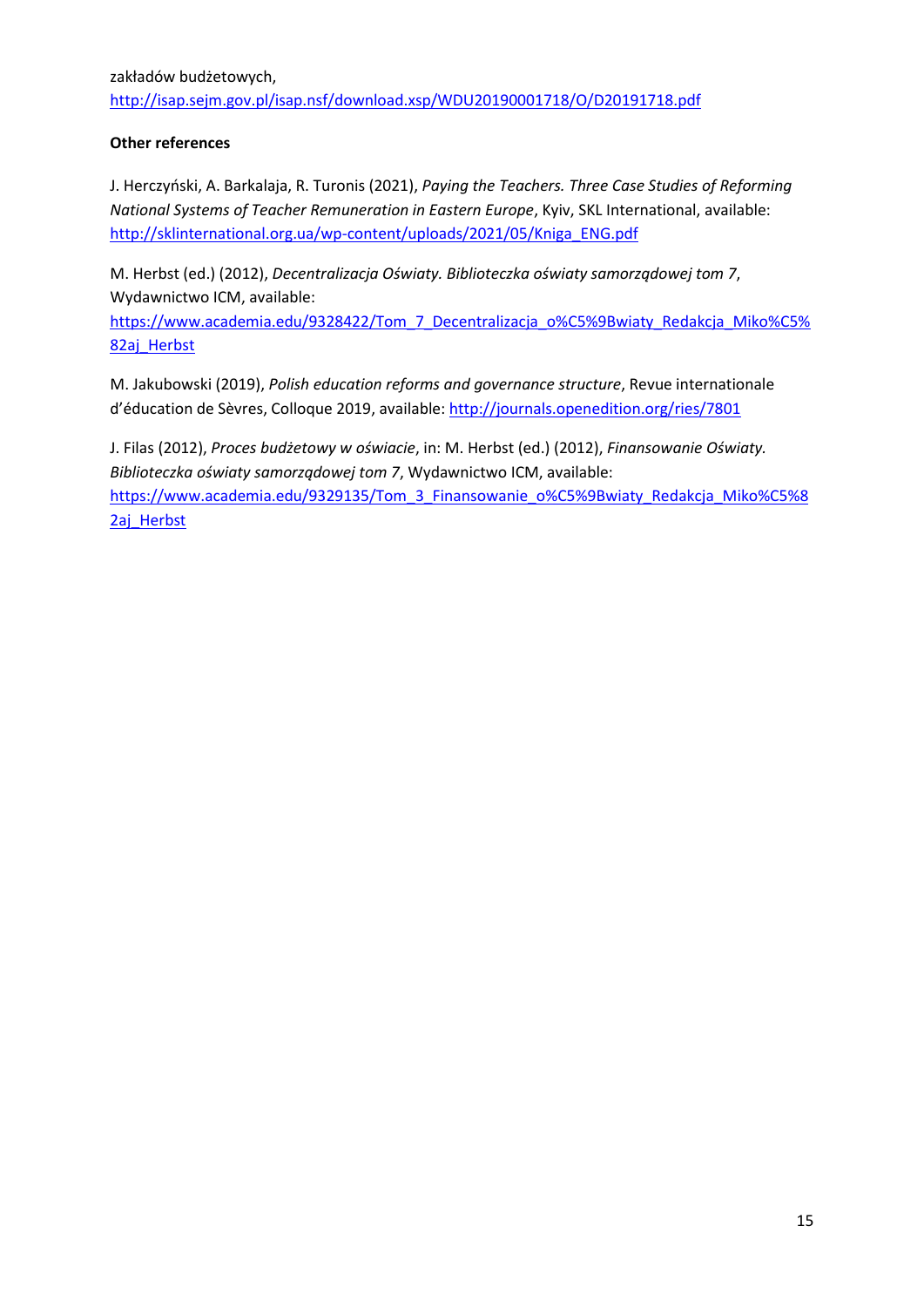zakładów budżetowych, http://isap.sejm.gov.pl/isap.nsf/download.xsp/WDU20190001718/O/D20191718.pdf

**Other references**

J. Herczyński, A. Barkalaja, R. Turonis (2021), *Paying the Teachers. Three Case Studies of Reforming National Systems of Teacher Remuneration in Eastern Europe*, Kyiv, SKL International, available: http://sklinternational.org.ua/wp-content/uploads/2021/05/Kniga_ENG.pdf

M. Herbst (ed.) (2012), *Decentralizacja Oświaty. Biblioteczka oświaty samorządowej tom 7*, Wydawnictwo ICM, available: https://www.academia.edu/9328422/Tom_7_Decentralizacja_o%C5%9Bwiaty_Redakcja_Miko%C5%82aj_Herbst

M. Jakubowski (2019), *Polish education reforms and governance structure*, Revue internationale d'éducation de Sèvres, Colloque 2019, available: http://journals.openedition.org/ries/7801

J. Filas (2012), *Proces budżetowy w oświacie*, in: M. Herbst (ed.) (2012), *Finansowanie Oświaty. Biblioteczka oświaty samorządowej tom 7*, Wydawnictwo ICM, available: https://www.academia.edu/9329135/Tom_3_Finansowanie_o%C5%9Bwiaty_Redakcja_Miko%C5%82aj_Herbst